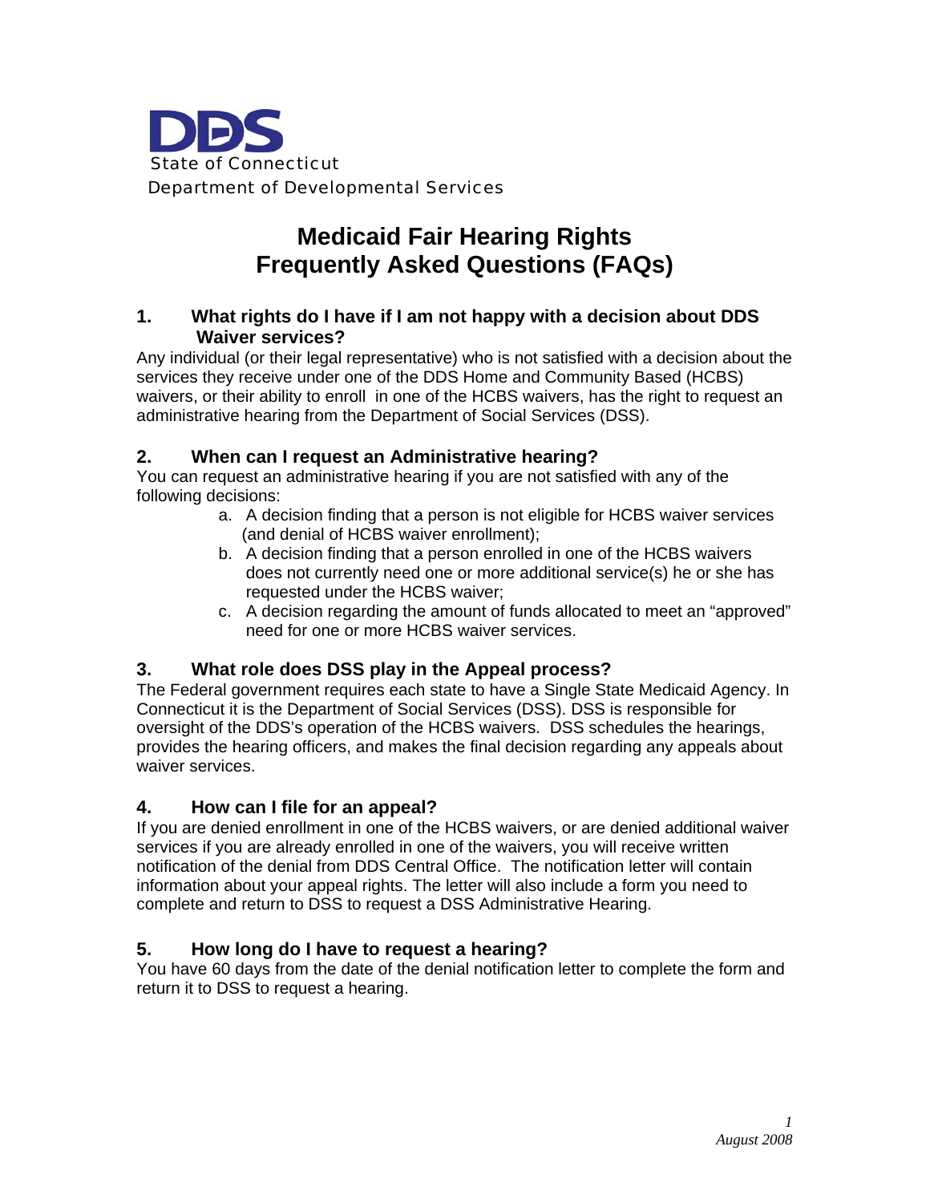DDS

State of Connecticut

Department of Developmental Services

# Medicaid Fair Hearing Rights
# Frequently Asked Questions (FAQs)

## 1. What rights do I have if I am not happy with a decision about DDS Waiver services?

Any individual (or their legal representative) who is not satisfied with a decision about the services they receive under one of the DDS Home and Community Based (HCBS) waivers, or their ability to enroll in one of the HCBS waivers, has the right to request an administrative hearing from the Department of Social Services (DSS).

## 2. When can I request an Administrative hearing?

You can request an administrative hearing if you are not satisfied with any of the following decisions:

a. A decision finding that a person is not eligible for HCBS waiver services (and denial of HCBS waiver enrollment);
b. A decision finding that a person enrolled in one of the HCBS waivers does not currently need one or more additional service(s) he or she has requested under the HCBS waiver;
c. A decision regarding the amount of funds allocated to meet an "approved" need for one or more HCBS waiver services.

## 3. What role does DSS play in the Appeal process?

The Federal government requires each state to have a Single State Medicaid Agency. In Connecticut it is the Department of Social Services (DSS). DSS is responsible for oversight of the DDS's operation of the HCBS waivers. DSS schedules the hearings, provides the hearing officers, and makes the final decision regarding any appeals about waiver services.

## 4. How can I file for an appeal?

If you are denied enrollment in one of the HCBS waivers, or are denied additional waiver services if you are already enrolled in one of the waivers, you will receive written notification of the denial from DDS Central Office. The notification letter will contain information about your appeal rights. The letter will also include a form you need to complete and return to DSS to request a DSS Administrative Hearing.

## 5. How long do I have to request a hearing?

You have 60 days from the date of the denial notification letter to complete the form and return it to DSS to request a hearing.

*August 2008*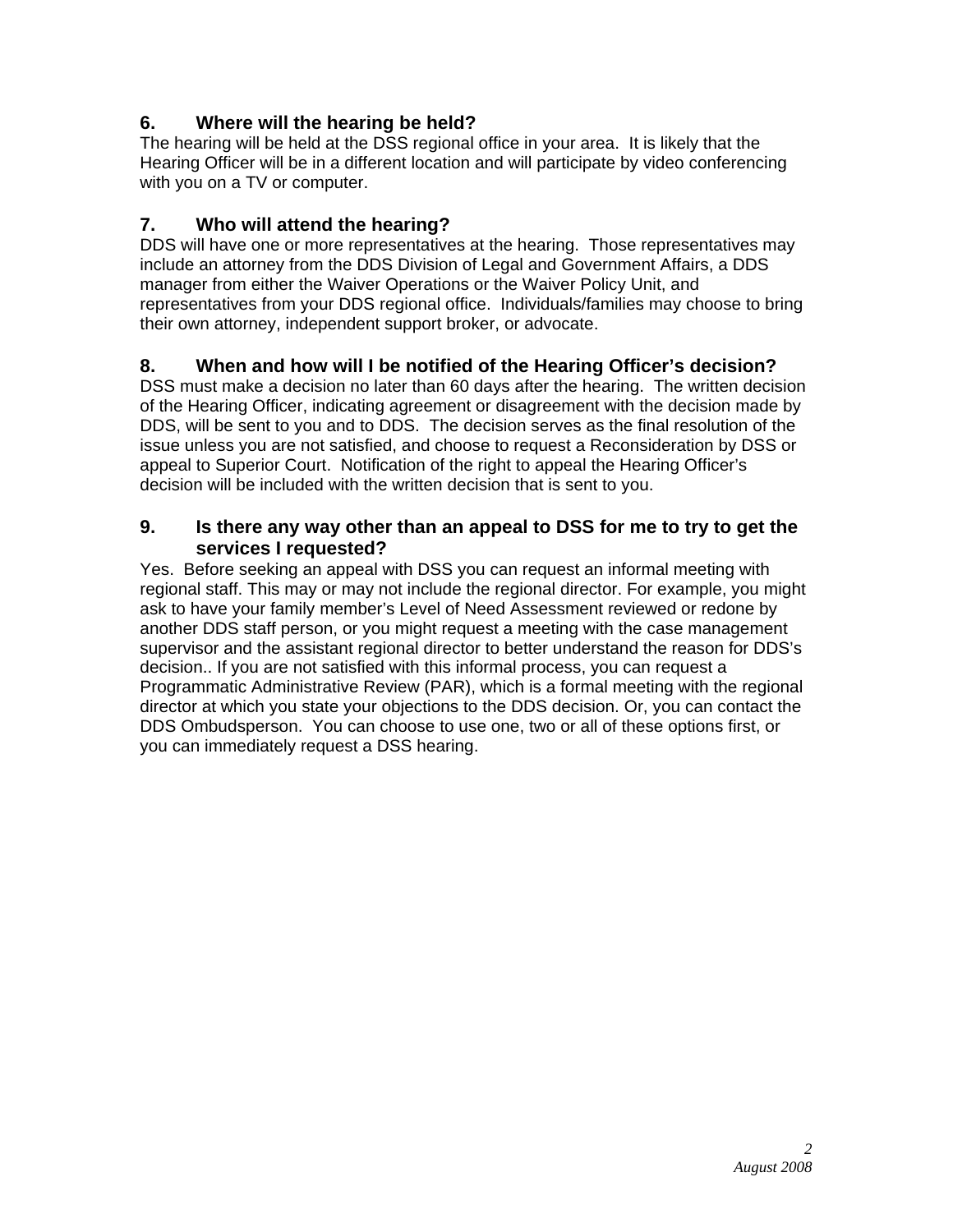### 6. Where will the hearing be held?

The hearing will be held at the DSS regional office in your area. It is likely that the Hearing Officer will be in a different location and will participate by video conferencing with you on a TV or computer.

### 7. Who will attend the hearing?

DDS will have one or more representatives at the hearing. Those representatives may include an attorney from the DDS Division of Legal and Government Affairs, a DDS manager from either the Waiver Operations or the Waiver Policy Unit, and representatives from your DDS regional office. Individuals/families may choose to bring their own attorney, independent support broker, or advocate.

### 8. When and how will I be notified of the Hearing Officer's decision?

DSS must make a decision no later than 60 days after the hearing. The written decision of the Hearing Officer, indicating agreement or disagreement with the decision made by DDS, will be sent to you and to DDS. The decision serves as the final resolution of the issue unless you are not satisfied, and choose to request a Reconsideration by DSS or appeal to Superior Court. Notification of the right to appeal the Hearing Officer's decision will be included with the written decision that is sent to you.

### 9. Is there any way other than an appeal to DSS for me to try to get the services I requested?

Yes. Before seeking an appeal with DSS you can request an informal meeting with regional staff. This may or may not include the regional director. For example, you might ask to have your family member's Level of Need Assessment reviewed or redone by another DDS staff person, or you might request a meeting with the case management supervisor and the assistant regional director to better understand the reason for DDS's decision.. If you are not satisfied with this informal process, you can request a Programmatic Administrative Review (PAR), which is a formal meeting with the regional director at which you state your objections to the DDS decision. Or, you can contact the DDS Ombudsperson. You can choose to use one, two or all of these options first, or you can immediately request a DSS hearing.